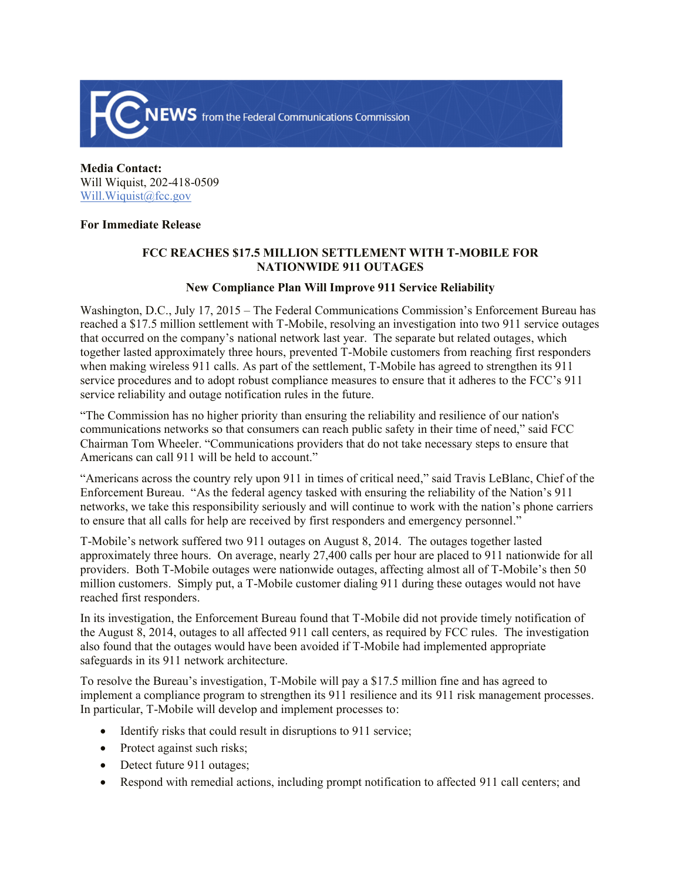**Media Contact:**
Will Wiquist, 202-418-0509
Will.Wiquist@fcc.gov

**For Immediate Release**

## FCC REACHES $17.5 MILLION SETTLEMENT WITH T-MOBILE FOR NATIONWIDE 911 OUTAGES

### New Compliance Plan Will Improve 911 Service Reliability

Washington, D.C., July 17, 2015 – The Federal Communications Commission's Enforcement Bureau has reached a $17.5 million settlement with T-Mobile, resolving an investigation into two 911 service outages that occurred on the company's national network last year. The separate but related outages, which together lasted approximately three hours, prevented T-Mobile customers from reaching first responders when making wireless 911 calls. As part of the settlement, T-Mobile has agreed to strengthen its 911 service procedures and to adopt robust compliance measures to ensure that it adheres to the FCC's 911 service reliability and outage notification rules in the future.

"The Commission has no higher priority than ensuring the reliability and resilience of our nation's communications networks so that consumers can reach public safety in their time of need," said FCC Chairman Tom Wheeler. "Communications providers that do not take necessary steps to ensure that Americans can call 911 will be held to account."

"Americans across the country rely upon 911 in times of critical need," said Travis LeBlanc, Chief of the Enforcement Bureau. "As the federal agency tasked with ensuring the reliability of the Nation's 911 networks, we take this responsibility seriously and will continue to work with the nation's phone carriers to ensure that all calls for help are received by first responders and emergency personnel."

T-Mobile's network suffered two 911 outages on August 8, 2014. The outages together lasted approximately three hours. On average, nearly 27,400 calls per hour are placed to 911 nationwide for all providers. Both T-Mobile outages were nationwide outages, affecting almost all of T-Mobile's then 50 million customers. Simply put, a T-Mobile customer dialing 911 during these outages would not have reached first responders.

In its investigation, the Enforcement Bureau found that T-Mobile did not provide timely notification of the August 8, 2014, outages to all affected 911 call centers, as required by FCC rules. The investigation also found that the outages would have been avoided if T-Mobile had implemented appropriate safeguards in its 911 network architecture.

To resolve the Bureau's investigation, T-Mobile will pay a $17.5 million fine and has agreed to implement a compliance program to strengthen its 911 resilience and its 911 risk management processes. In particular, T-Mobile will develop and implement processes to:

- Identify risks that could result in disruptions to 911 service;
- Protect against such risks;
- Detect future 911 outages;
- Respond with remedial actions, including prompt notification to affected 911 call centers; and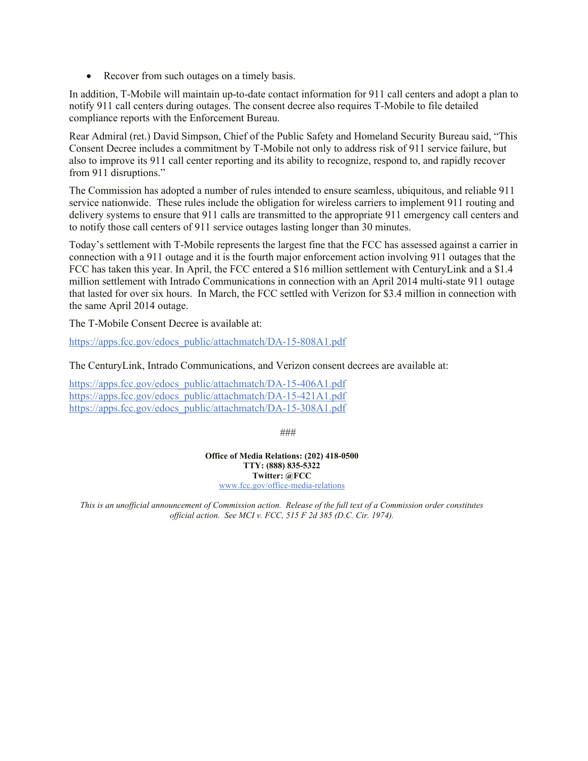- Recover from such outages on a timely basis.

In addition, T-Mobile will maintain up-to-date contact information for 911 call centers and adopt a plan to notify 911 call centers during outages. The consent decree also requires T-Mobile to file detailed compliance reports with the Enforcement Bureau.

Rear Admiral (ret.) David Simpson, Chief of the Public Safety and Homeland Security Bureau said, "This Consent Decree includes a commitment by T-Mobile not only to address risk of 911 service failure, but also to improve its 911 call center reporting and its ability to recognize, respond to, and rapidly recover from 911 disruptions."

The Commission has adopted a number of rules intended to ensure seamless, ubiquitous, and reliable 911 service nationwide. These rules include the obligation for wireless carriers to implement 911 routing and delivery systems to ensure that 911 calls are transmitted to the appropriate 911 emergency call centers and to notify those call centers of 911 service outages lasting longer than 30 minutes.

Today's settlement with T-Mobile represents the largest fine that the FCC has assessed against a carrier in connection with a 911 outage and it is the fourth major enforcement action involving 911 outages that the FCC has taken this year. In April, the FCC entered a $16 million settlement with CenturyLink and a $1.4 million settlement with Intrado Communications in connection with an April 2014 multi-state 911 outage that lasted for over six hours. In March, the FCC settled with Verizon for $3.4 million in connection with the same April 2014 outage.

The T-Mobile Consent Decree is available at:

https://apps.fcc.gov/edocs_public/attachmatch/DA-15-808A1.pdf

The CenturyLink, Intrado Communications, and Verizon consent decrees are available at:

https://apps.fcc.gov/edocs_public/attachmatch/DA-15-406A1.pdf
https://apps.fcc.gov/edocs_public/attachmatch/DA-15-421A1.pdf
https://apps.fcc.gov/edocs_public/attachmatch/DA-15-308A1.pdf

###

**Office of Media Relations: (202) 418-0500**
**TTY: (888) 835-5322**
**Twitter: @FCC**
www.fcc.gov/office-media-relations

*This is an unofficial announcement of Commission action. Release of the full text of a Commission order constitutes official action. See MCI v. FCC, 515 F 2d 385 (D.C. Cir. 1974).*